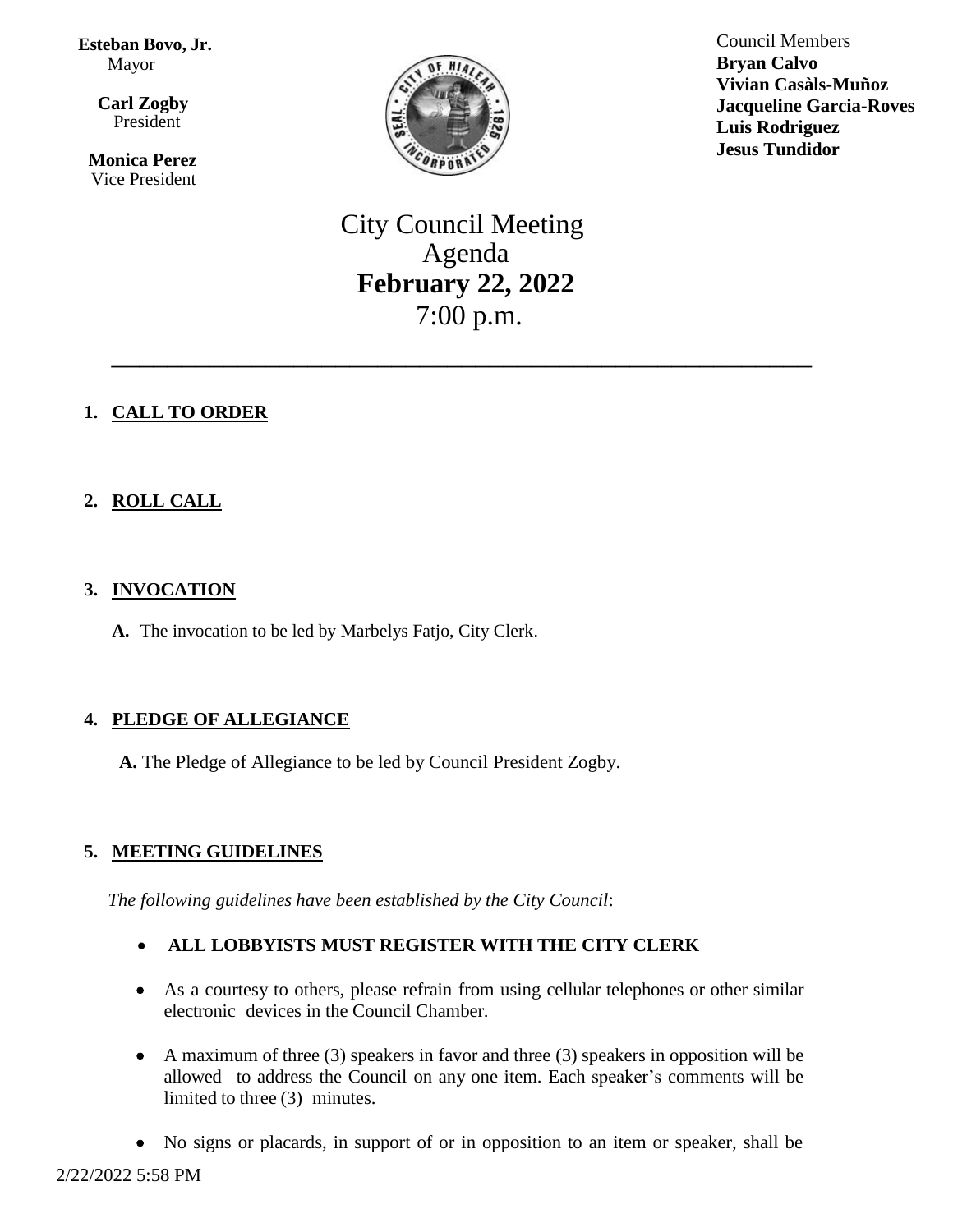**Esteban Bovo, Jr.**
Mayor

**Carl Zogby**
President

**Monica Perez**
Vice President

Council Members
**Bryan Calvo**
**Vivian Casàls-Muñoz**
**Jacqueline Garcia-Roves**
**Luis Rodriguez**
**Jesus Tundidor**

# City Council Meeting
# Agenda
# **February 22, 2022**
# 7:00 p.m.

---

1. **CALL TO ORDER**

2. **ROLL CALL**

3. **INVOCATION**

   **A.** The invocation to be led by Marbelys Fatjo, City Clerk.

4. **PLEDGE OF ALLEGIANCE**

   **A.** The Pledge of Allegiance to be led by Council President Zogby.

5. **MEETING GUIDELINES**

   *The following guidelines have been established by the City Council*:

   - **ALL LOBBYISTS MUST REGISTER WITH THE CITY CLERK**
   - As a courtesy to others, please refrain from using cellular telephones or other similar electronic devices in the Council Chamber.
   - A maximum of three (3) speakers in favor and three (3) speakers in opposition will be allowed to address the Council on any one item. Each speaker's comments will be limited to three (3) minutes.
   - No signs or placards, in support of or in opposition to an item or speaker, shall be

2/22/2022 5:58 PM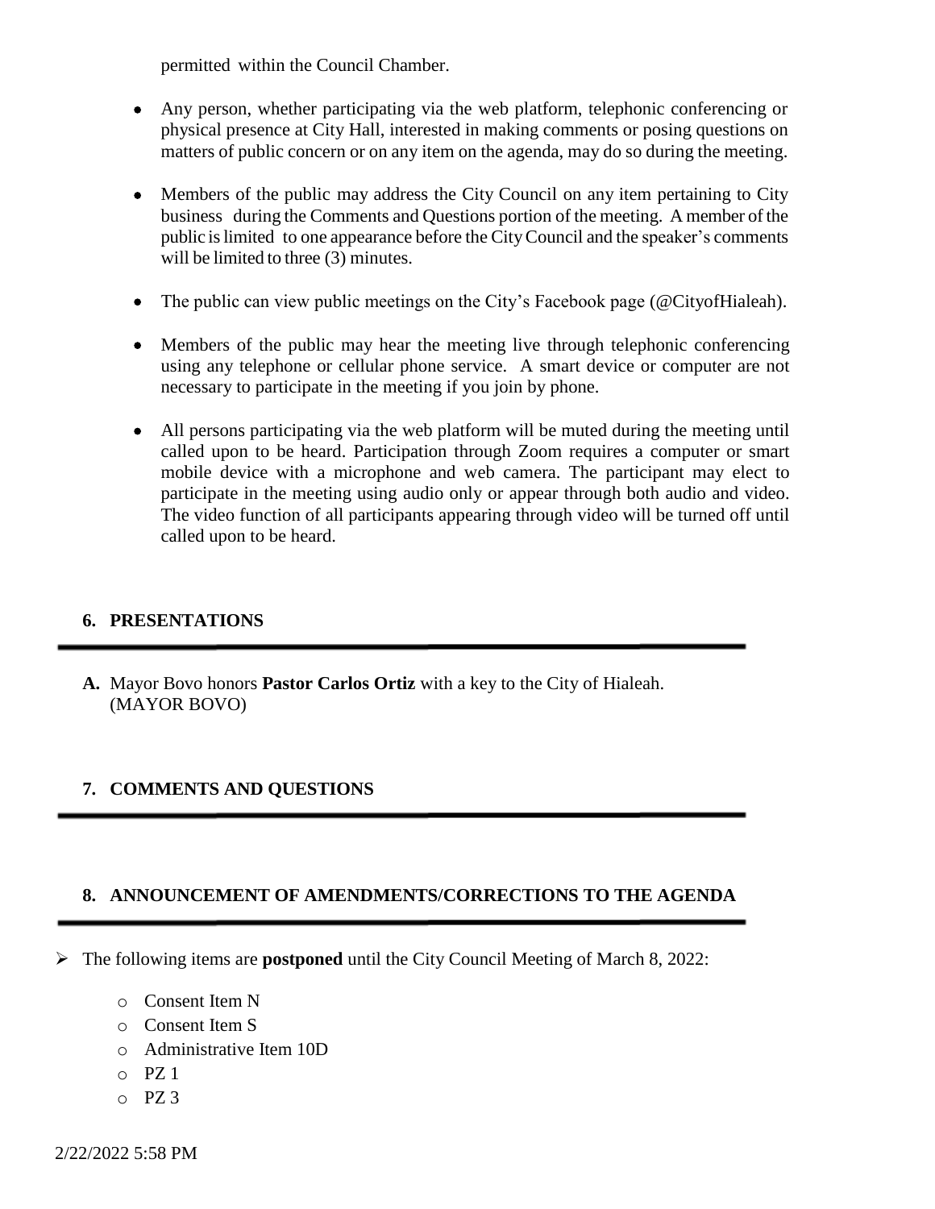permitted within the Council Chamber.

- Any person, whether participating via the web platform, telephonic conferencing or physical presence at City Hall, interested in making comments or posing questions on matters of public concern or on any item on the agenda, may do so during the meeting.

- Members of the public may address the City Council on any item pertaining to City business during the Comments and Questions portion of the meeting. A member of the public is limited to one appearance before the City Council and the speaker's comments will be limited to three (3) minutes.

- The public can view public meetings on the City's Facebook page (@CityofHialeah).

- Members of the public may hear the meeting live through telephonic conferencing using any telephone or cellular phone service. A smart device or computer are not necessary to participate in the meeting if you join by phone.

- All persons participating via the web platform will be muted during the meeting until called upon to be heard. Participation through Zoom requires a computer or smart mobile device with a microphone and web camera. The participant may elect to participate in the meeting using audio only or appear through both audio and video. The video function of all participants appearing through video will be turned off until called upon to be heard.

## 6. PRESENTATIONS

**A.** Mayor Bovo honors **Pastor Carlos Ortiz** with a key to the City of Hialeah. (MAYOR BOVO)

## 7. COMMENTS AND QUESTIONS

## 8. ANNOUNCEMENT OF AMENDMENTS/CORRECTIONS TO THE AGENDA

- The following items are **postponed** until the City Council Meeting of March 8, 2022:
  - Consent Item N
  - Consent Item S
  - Administrative Item 10D
  - PZ 1
  - PZ 3

2/22/2022 5:58 PM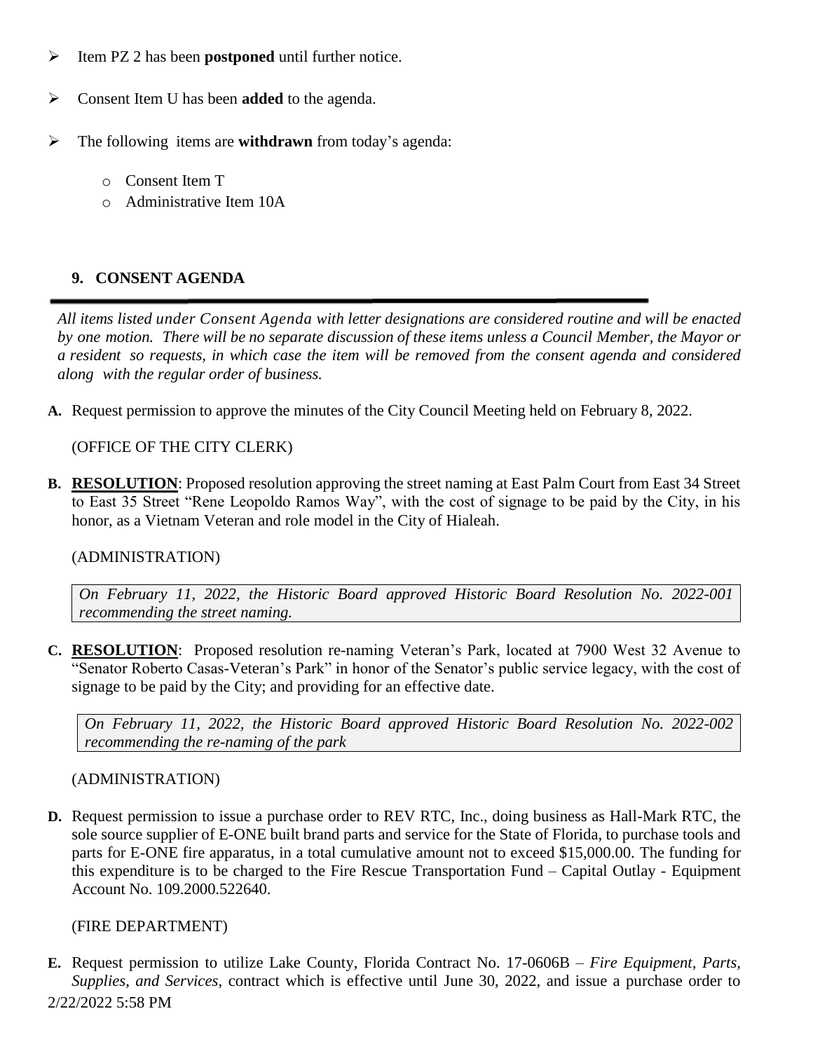- Item PZ 2 has been **postponed** until further notice.

- Consent Item U has been **added** to the agenda.

- The following items are **withdrawn** from today's agenda:

  - Consent Item T
  - Administrative Item 10A

## 9. CONSENT AGENDA

*All items listed under Consent Agenda with letter designations are considered routine and will be enacted by one motion. There will be no separate discussion of these items unless a Council Member, the Mayor or a resident so requests, in which case the item will be removed from the consent agenda and considered along with the regular order of business.*

**A.** Request permission to approve the minutes of the City Council Meeting held on February 8, 2022.

(OFFICE OF THE CITY CLERK)

**B.** **RESOLUTION**: Proposed resolution approving the street naming at East Palm Court from East 34 Street to East 35 Street "Rene Leopoldo Ramos Way", with the cost of signage to be paid by the City, in his honor, as a Vietnam Veteran and role model in the City of Hialeah.

(ADMINISTRATION)

*On February 11, 2022, the Historic Board approved Historic Board Resolution No. 2022-001 recommending the street naming.*

**C.** **RESOLUTION**: Proposed resolution re-naming Veteran's Park, located at 7900 West 32 Avenue to "Senator Roberto Casas-Veteran's Park" in honor of the Senator's public service legacy, with the cost of signage to be paid by the City; and providing for an effective date.

*On February 11, 2022, the Historic Board approved Historic Board Resolution No. 2022-002 recommending the re-naming of the park*

(ADMINISTRATION)

**D.** Request permission to issue a purchase order to REV RTC, Inc., doing business as Hall-Mark RTC, the sole source supplier of E-ONE built brand parts and service for the State of Florida, to purchase tools and parts for E-ONE fire apparatus, in a total cumulative amount not to exceed $15,000.00. The funding for this expenditure is to be charged to the Fire Rescue Transportation Fund – Capital Outlay - Equipment Account No. 109.2000.522640.

(FIRE DEPARTMENT)

**E.** Request permission to utilize Lake County, Florida Contract No. 17-0606B – *Fire Equipment, Parts, Supplies, and Services*, contract which is effective until June 30, 2022, and issue a purchase order to

2/22/2022 5:58 PM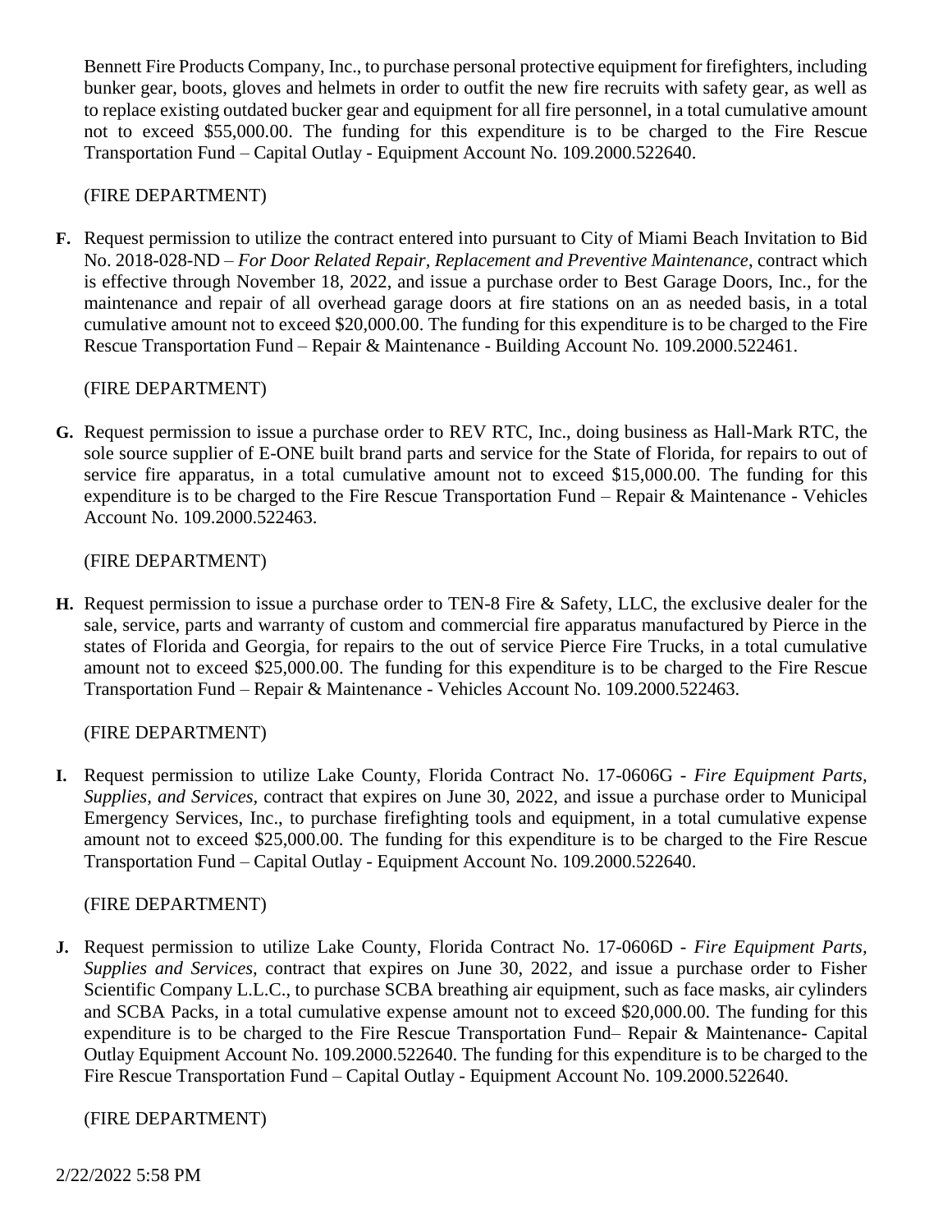Bennett Fire Products Company, Inc., to purchase personal protective equipment for firefighters, including bunker gear, boots, gloves and helmets in order to outfit the new fire recruits with safety gear, as well as to replace existing outdated bucker gear and equipment for all fire personnel, in a total cumulative amount not to exceed $55,000.00. The funding for this expenditure is to be charged to the Fire Rescue Transportation Fund – Capital Outlay - Equipment Account No. 109.2000.522640.

(FIRE DEPARTMENT)

**F.** Request permission to utilize the contract entered into pursuant to City of Miami Beach Invitation to Bid No. 2018-028-ND – *For Door Related Repair, Replacement and Preventive Maintenance*, contract which is effective through November 18, 2022, and issue a purchase order to Best Garage Doors, Inc., for the maintenance and repair of all overhead garage doors at fire stations on an as needed basis, in a total cumulative amount not to exceed $20,000.00. The funding for this expenditure is to be charged to the Fire Rescue Transportation Fund – Repair & Maintenance - Building Account No. 109.2000.522461.

(FIRE DEPARTMENT)

**G.** Request permission to issue a purchase order to REV RTC, Inc., doing business as Hall-Mark RTC, the sole source supplier of E-ONE built brand parts and service for the State of Florida, for repairs to out of service fire apparatus, in a total cumulative amount not to exceed $15,000.00. The funding for this expenditure is to be charged to the Fire Rescue Transportation Fund – Repair & Maintenance - Vehicles Account No. 109.2000.522463.

(FIRE DEPARTMENT)

**H.** Request permission to issue a purchase order to TEN-8 Fire & Safety, LLC, the exclusive dealer for the sale, service, parts and warranty of custom and commercial fire apparatus manufactured by Pierce in the states of Florida and Georgia, for repairs to the out of service Pierce Fire Trucks, in a total cumulative amount not to exceed $25,000.00. The funding for this expenditure is to be charged to the Fire Rescue Transportation Fund – Repair & Maintenance - Vehicles Account No. 109.2000.522463.

(FIRE DEPARTMENT)

**I.** Request permission to utilize Lake County, Florida Contract No. 17-0606G - *Fire Equipment Parts, Supplies, and Services,* contract that expires on June 30, 2022, and issue a purchase order to Municipal Emergency Services, Inc., to purchase firefighting tools and equipment, in a total cumulative expense amount not to exceed $25,000.00. The funding for this expenditure is to be charged to the Fire Rescue Transportation Fund – Capital Outlay - Equipment Account No. 109.2000.522640.

(FIRE DEPARTMENT)

**J.** Request permission to utilize Lake County, Florida Contract No. 17-0606D - *Fire Equipment Parts, Supplies and Services,* contract that expires on June 30, 2022, and issue a purchase order to Fisher Scientific Company L.L.C., to purchase SCBA breathing air equipment, such as face masks, air cylinders and SCBA Packs, in a total cumulative expense amount not to exceed $20,000.00. The funding for this expenditure is to be charged to the Fire Rescue Transportation Fund– Repair & Maintenance- Capital Outlay Equipment Account No. 109.2000.522640. The funding for this expenditure is to be charged to the Fire Rescue Transportation Fund – Capital Outlay - Equipment Account No. 109.2000.522640.

(FIRE DEPARTMENT)

2/22/2022 5:58 PM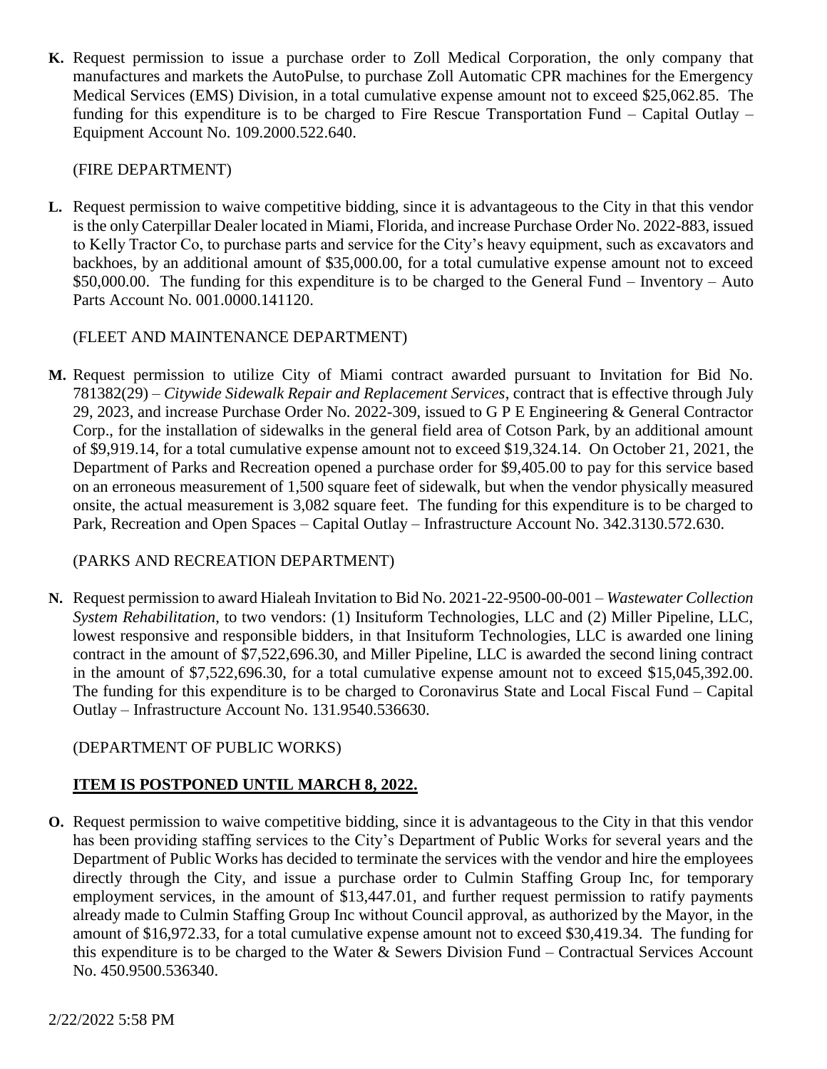**K.** Request permission to issue a purchase order to Zoll Medical Corporation, the only company that manufactures and markets the AutoPulse, to purchase Zoll Automatic CPR machines for the Emergency Medical Services (EMS) Division, in a total cumulative expense amount not to exceed $25,062.85. The funding for this expenditure is to be charged to Fire Rescue Transportation Fund – Capital Outlay – Equipment Account No. 109.2000.522.640.

(FIRE DEPARTMENT)

**L.** Request permission to waive competitive bidding, since it is advantageous to the City in that this vendor is the only Caterpillar Dealer located in Miami, Florida, and increase Purchase Order No. 2022-883, issued to Kelly Tractor Co, to purchase parts and service for the City's heavy equipment, such as excavators and backhoes, by an additional amount of $35,000.00, for a total cumulative expense amount not to exceed $50,000.00. The funding for this expenditure is to be charged to the General Fund – Inventory – Auto Parts Account No. 001.0000.141120.

(FLEET AND MAINTENANCE DEPARTMENT)

**M.** Request permission to utilize City of Miami contract awarded pursuant to Invitation for Bid No. 781382(29) – *Citywide Sidewalk Repair and Replacement Services*, contract that is effective through July 29, 2023, and increase Purchase Order No. 2022-309, issued to G P E Engineering & General Contractor Corp., for the installation of sidewalks in the general field area of Cotson Park, by an additional amount of $9,919.14, for a total cumulative expense amount not to exceed $19,324.14. On October 21, 2021, the Department of Parks and Recreation opened a purchase order for $9,405.00 to pay for this service based on an erroneous measurement of 1,500 square feet of sidewalk, but when the vendor physically measured onsite, the actual measurement is 3,082 square feet. The funding for this expenditure is to be charged to Park, Recreation and Open Spaces – Capital Outlay – Infrastructure Account No. 342.3130.572.630.

(PARKS AND RECREATION DEPARTMENT)

**N.** Request permission to award Hialeah Invitation to Bid No. 2021-22-9500-00-001 – *Wastewater Collection System Rehabilitation*, to two vendors: (1) Insituform Technologies, LLC and (2) Miller Pipeline, LLC, lowest responsive and responsible bidders, in that Insituform Technologies, LLC is awarded one lining contract in the amount of $7,522,696.30, and Miller Pipeline, LLC is awarded the second lining contract in the amount of $7,522,696.30, for a total cumulative expense amount not to exceed $15,045,392.00. The funding for this expenditure is to be charged to Coronavirus State and Local Fiscal Fund – Capital Outlay – Infrastructure Account No. 131.9540.536630.

(DEPARTMENT OF PUBLIC WORKS)

**ITEM IS POSTPONED UNTIL MARCH 8, 2022.**

**O.** Request permission to waive competitive bidding, since it is advantageous to the City in that this vendor has been providing staffing services to the City's Department of Public Works for several years and the Department of Public Works has decided to terminate the services with the vendor and hire the employees directly through the City, and issue a purchase order to Culmin Staffing Group Inc, for temporary employment services, in the amount of $13,447.01, and further request permission to ratify payments already made to Culmin Staffing Group Inc without Council approval, as authorized by the Mayor, in the amount of $16,972.33, for a total cumulative expense amount not to exceed $30,419.34. The funding for this expenditure is to be charged to the Water & Sewers Division Fund – Contractual Services Account No. 450.9500.536340.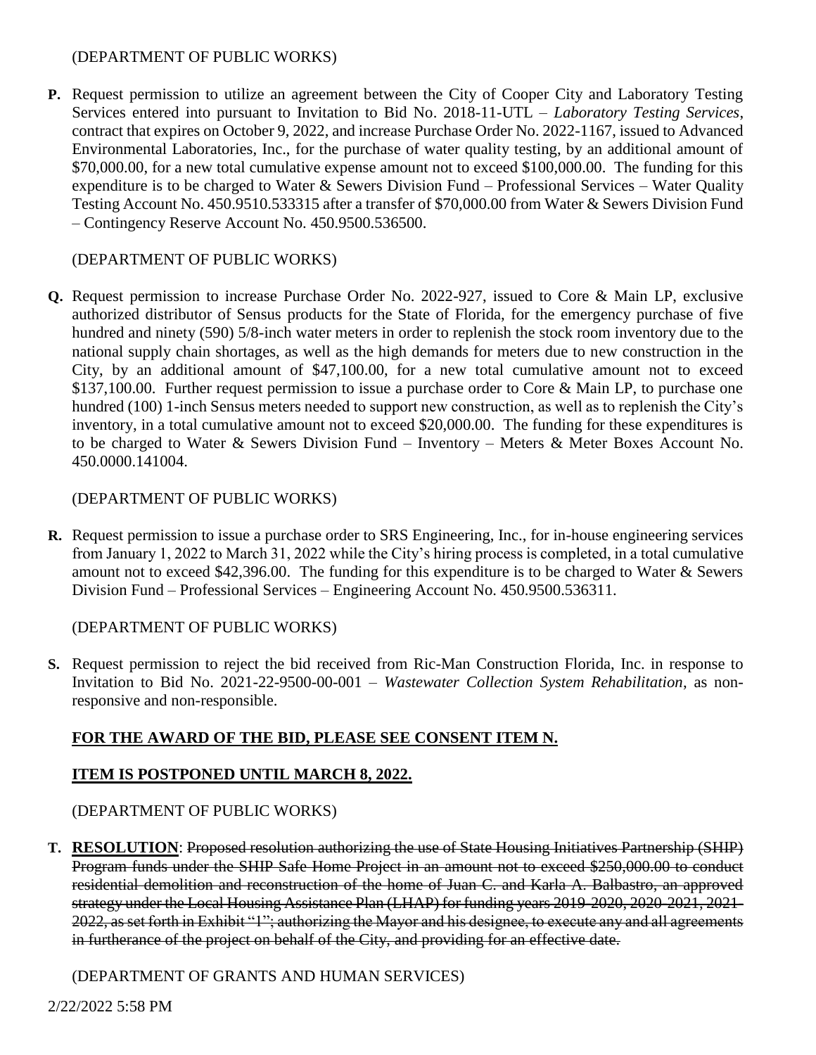(DEPARTMENT OF PUBLIC WORKS)

**P.** Request permission to utilize an agreement between the City of Cooper City and Laboratory Testing Services entered into pursuant to Invitation to Bid No. 2018-11-UTL – *Laboratory Testing Services*, contract that expires on October 9, 2022, and increase Purchase Order No. 2022-1167, issued to Advanced Environmental Laboratories, Inc., for the purchase of water quality testing, by an additional amount of $70,000.00, for a new total cumulative expense amount not to exceed $100,000.00. The funding for this expenditure is to be charged to Water & Sewers Division Fund – Professional Services – Water Quality Testing Account No. 450.9510.533315 after a transfer of $70,000.00 from Water & Sewers Division Fund – Contingency Reserve Account No. 450.9500.536500.

(DEPARTMENT OF PUBLIC WORKS)

**Q.** Request permission to increase Purchase Order No. 2022-927, issued to Core & Main LP, exclusive authorized distributor of Sensus products for the State of Florida, for the emergency purchase of five hundred and ninety (590) 5/8-inch water meters in order to replenish the stock room inventory due to the national supply chain shortages, as well as the high demands for meters due to new construction in the City, by an additional amount of $47,100.00, for a new total cumulative amount not to exceed $137,100.00. Further request permission to issue a purchase order to Core & Main LP, to purchase one hundred (100) 1-inch Sensus meters needed to support new construction, as well as to replenish the City's inventory, in a total cumulative amount not to exceed $20,000.00. The funding for these expenditures is to be charged to Water & Sewers Division Fund – Inventory – Meters & Meter Boxes Account No. 450.0000.141004.

(DEPARTMENT OF PUBLIC WORKS)

**R.** Request permission to issue a purchase order to SRS Engineering, Inc., for in-house engineering services from January 1, 2022 to March 31, 2022 while the City's hiring process is completed, in a total cumulative amount not to exceed $42,396.00. The funding for this expenditure is to be charged to Water & Sewers Division Fund – Professional Services – Engineering Account No. 450.9500.536311.

(DEPARTMENT OF PUBLIC WORKS)

**S.** Request permission to reject the bid received from Ric-Man Construction Florida, Inc. in response to Invitation to Bid No. 2021-22-9500-00-001 – *Wastewater Collection System Rehabilitation*, as non-responsive and non-responsible.

**<u>FOR THE AWARD OF THE BID, PLEASE SEE CONSENT ITEM N.</u>**

**<u>ITEM IS POSTPONED UNTIL MARCH 8, 2022.</u>**

(DEPARTMENT OF PUBLIC WORKS)

**T.** **<u>RESOLUTION</u>**: ~~Proposed resolution authorizing the use of State Housing Initiatives Partnership (SHIP) Program funds under the SHIP Safe Home Project in an amount not to exceed $250,000.00 to conduct residential demolition and reconstruction of the home of Juan C. and Karla A. Balbastro, an approved strategy under the Local Housing Assistance Plan (LHAP) for funding years 2019-2020, 2020-2021, 2021-2022, as set forth in Exhibit "1"; authorizing the Mayor and his designee, to execute any and all agreements in furtherance of the project on behalf of the City, and providing for an effective date.~~

(DEPARTMENT OF GRANTS AND HUMAN SERVICES)

2/22/2022 5:58 PM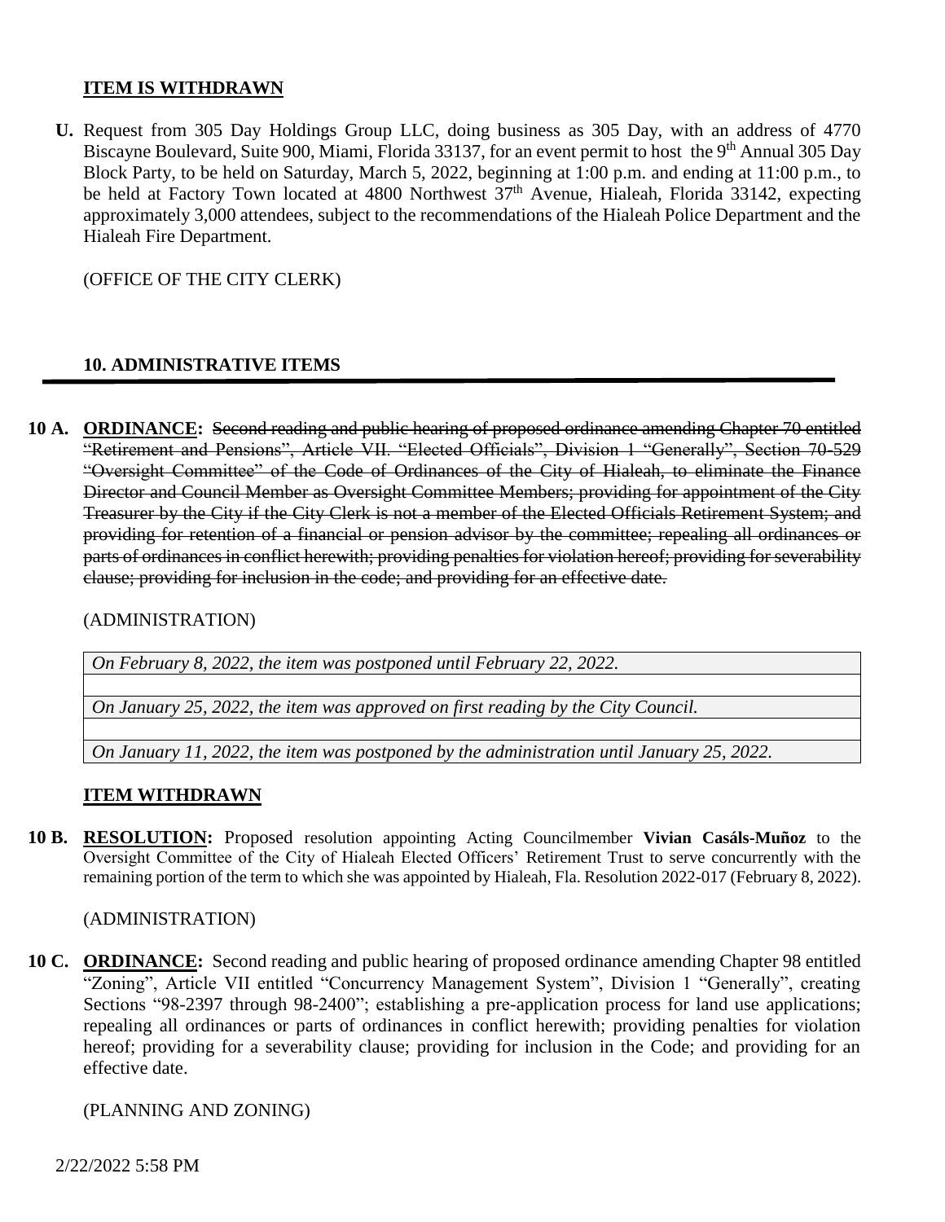**ITEM IS WITHDRAWN**

**U.** Request from 305 Day Holdings Group LLC, doing business as 305 Day, with an address of 4770 Biscayne Boulevard, Suite 900, Miami, Florida 33137, for an event permit to host the 9th Annual 305 Day Block Party, to be held on Saturday, March 5, 2022, beginning at 1:00 p.m. and ending at 11:00 p.m., to be held at Factory Town located at 4800 Northwest 37th Avenue, Hialeah, Florida 33142, expecting approximately 3,000 attendees, subject to the recommendations of the Hialeah Police Department and the Hialeah Fire Department.

(OFFICE OF THE CITY CLERK)

## 10. ADMINISTRATIVE ITEMS

**10 A. ORDINANCE:** ~~Second reading and public hearing of proposed ordinance amending Chapter 70 entitled "Retirement and Pensions", Article VII. "Elected Officials", Division 1 "Generally", Section 70-529 "Oversight Committee" of the Code of Ordinances of the City of Hialeah, to eliminate the Finance Director and Council Member as Oversight Committee Members; providing for appointment of the City Treasurer by the City if the City Clerk is not a member of the Elected Officials Retirement System; and providing for retention of a financial or pension advisor by the committee; repealing all ordinances or parts of ordinances in conflict herewith; providing penalties for violation hereof; providing for severability clause; providing for inclusion in the code; and providing for an effective date.~~

(ADMINISTRATION)

| |
|---|
| *On February 8, 2022, the item was postponed until February 22, 2022.* |
| |
| *On January 25, 2022, the item was approved on first reading by the City Council.* |
| |
| *On January 11, 2022, the item was postponed by the administration until January 25, 2022.* |

**ITEM WITHDRAWN**

**10 B. RESOLUTION:** Proposed resolution appointing Acting Councilmember **Vivian Casáls-Muñoz** to the Oversight Committee of the City of Hialeah Elected Officers' Retirement Trust to serve concurrently with the remaining portion of the term to which she was appointed by Hialeah, Fla. Resolution 2022-017 (February 8, 2022).

(ADMINISTRATION)

**10 C. ORDINANCE:** Second reading and public hearing of proposed ordinance amending Chapter 98 entitled "Zoning", Article VII entitled "Concurrency Management System", Division 1 "Generally", creating Sections "98-2397 through 98-2400"; establishing a pre-application process for land use applications; repealing all ordinances or parts of ordinances in conflict herewith; providing penalties for violation hereof; providing for a severability clause; providing for inclusion in the Code; and providing for an effective date.

(PLANNING AND ZONING)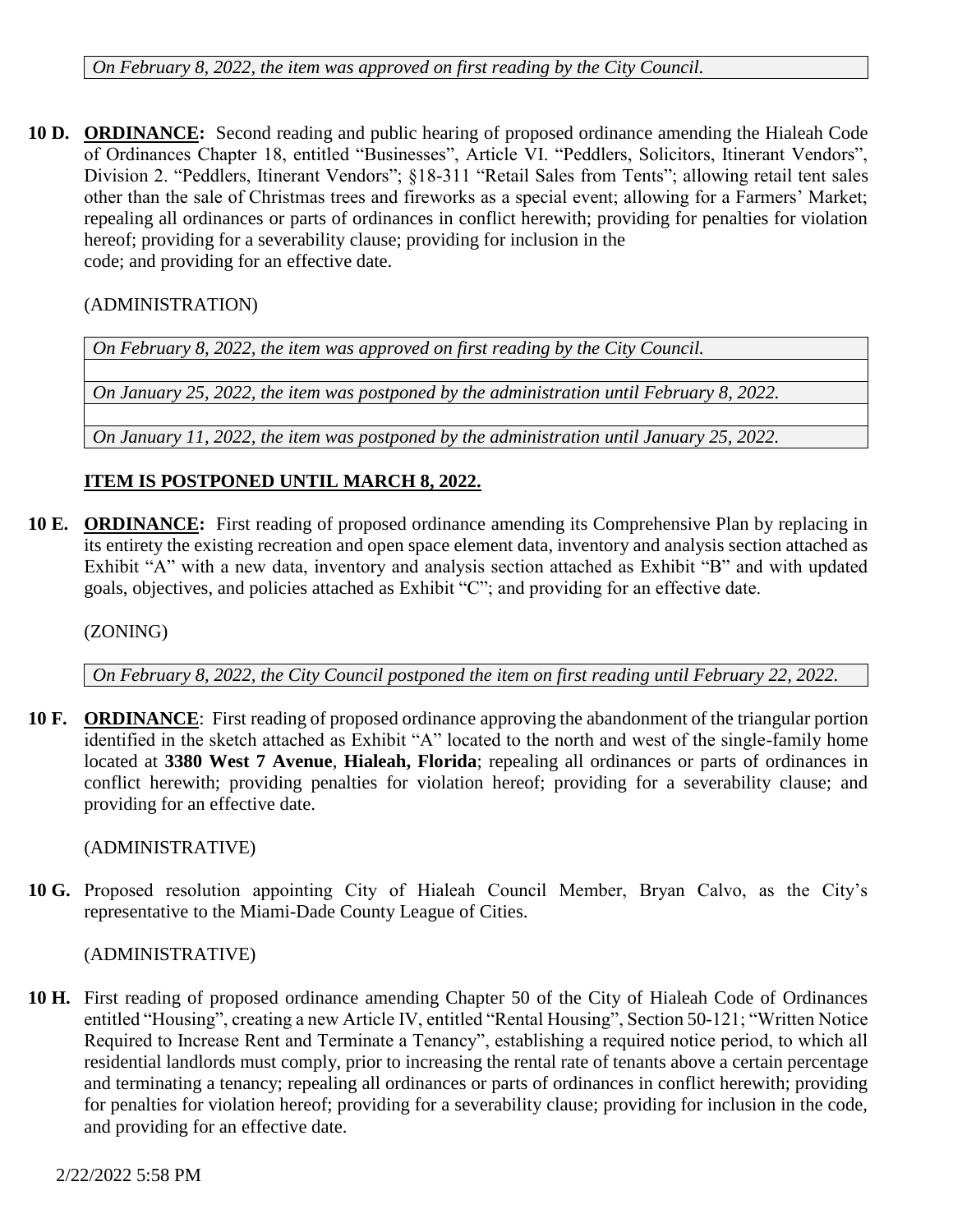*On February 8, 2022, the item was approved on first reading by the City Council.*

**10 D.** **ORDINANCE:** Second reading and public hearing of proposed ordinance amending the Hialeah Code of Ordinances Chapter 18, entitled "Businesses", Article VI. "Peddlers, Solicitors, Itinerant Vendors", Division 2. "Peddlers, Itinerant Vendors"; §18-311 "Retail Sales from Tents"; allowing retail tent sales other than the sale of Christmas trees and fireworks as a special event; allowing for a Farmers' Market; repealing all ordinances or parts of ordinances in conflict herewith; providing for penalties for violation hereof; providing for a severability clause; providing for inclusion in the code; and providing for an effective date.

(ADMINISTRATION)

*On February 8, 2022, the item was approved on first reading by the City Council.*

*On January 25, 2022, the item was postponed by the administration until February 8, 2022.*

*On January 11, 2022, the item was postponed by the administration until January 25, 2022.*

**ITEM IS POSTPONED UNTIL MARCH 8, 2022.**

**10 E.** **ORDINANCE:** First reading of proposed ordinance amending its Comprehensive Plan by replacing in its entirety the existing recreation and open space element data, inventory and analysis section attached as Exhibit "A" with a new data, inventory and analysis section attached as Exhibit "B" and with updated goals, objectives, and policies attached as Exhibit "C"; and providing for an effective date.

(ZONING)

*On February 8, 2022, the City Council postponed the item on first reading until February 22, 2022.*

**10 F.** **ORDINANCE**: First reading of proposed ordinance approving the abandonment of the triangular portion identified in the sketch attached as Exhibit "A" located to the north and west of the single-family home located at **3380 West 7 Avenue**, **Hialeah, Florida**; repealing all ordinances or parts of ordinances in conflict herewith; providing penalties for violation hereof; providing for a severability clause; and providing for an effective date.

(ADMINISTRATIVE)

**10 G.** Proposed resolution appointing City of Hialeah Council Member, Bryan Calvo, as the City's representative to the Miami-Dade County League of Cities.

(ADMINISTRATIVE)

**10 H.** First reading of proposed ordinance amending Chapter 50 of the City of Hialeah Code of Ordinances entitled "Housing", creating a new Article IV, entitled "Rental Housing", Section 50-121; "Written Notice Required to Increase Rent and Terminate a Tenancy", establishing a required notice period, to which all residential landlords must comply, prior to increasing the rental rate of tenants above a certain percentage and terminating a tenancy; repealing all ordinances or parts of ordinances in conflict herewith; providing for penalties for violation hereof; providing for a severability clause; providing for inclusion in the code, and providing for an effective date.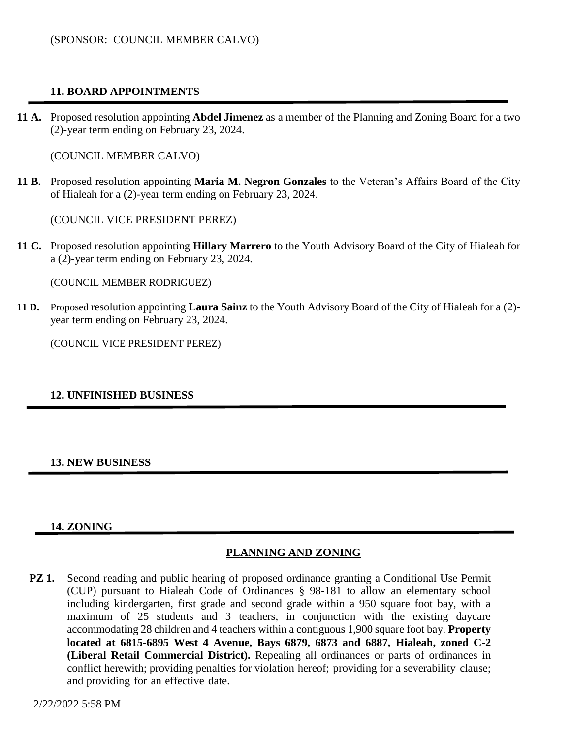(SPONSOR: COUNCIL MEMBER CALVO)

## 11. BOARD APPOINTMENTS

**11 A.** Proposed resolution appointing **Abdel Jimenez** as a member of the Planning and Zoning Board for a two (2)-year term ending on February 23, 2024.

(COUNCIL MEMBER CALVO)

**11 B.** Proposed resolution appointing **Maria M. Negron Gonzales** to the Veteran's Affairs Board of the City of Hialeah for a (2)-year term ending on February 23, 2024.

(COUNCIL VICE PRESIDENT PEREZ)

**11 C.** Proposed resolution appointing **Hillary Marrero** to the Youth Advisory Board of the City of Hialeah for a (2)-year term ending on February 23, 2024.

(COUNCIL MEMBER RODRIGUEZ)

**11 D.** Proposed resolution appointing **Laura Sainz** to the Youth Advisory Board of the City of Hialeah for a (2)-year term ending on February 23, 2024.

(COUNCIL VICE PRESIDENT PEREZ)

## 12. UNFINISHED BUSINESS

## 13. NEW BUSINESS

## 14. ZONING

### PLANNING AND ZONING

**PZ 1.** Second reading and public hearing of proposed ordinance granting a Conditional Use Permit (CUP) pursuant to Hialeah Code of Ordinances § 98-181 to allow an elementary school including kindergarten, first grade and second grade within a 950 square foot bay, with a maximum of 25 students and 3 teachers, in conjunction with the existing daycare accommodating 28 children and 4 teachers within a contiguous 1,900 square foot bay. **Property located at 6815-6895 West 4 Avenue, Bays 6879, 6873 and 6887, Hialeah, zoned C-2 (Liberal Retail Commercial District).** Repealing all ordinances or parts of ordinances in conflict herewith; providing penalties for violation hereof; providing for a severability clause; and providing for an effective date.

2/22/2022 5:58 PM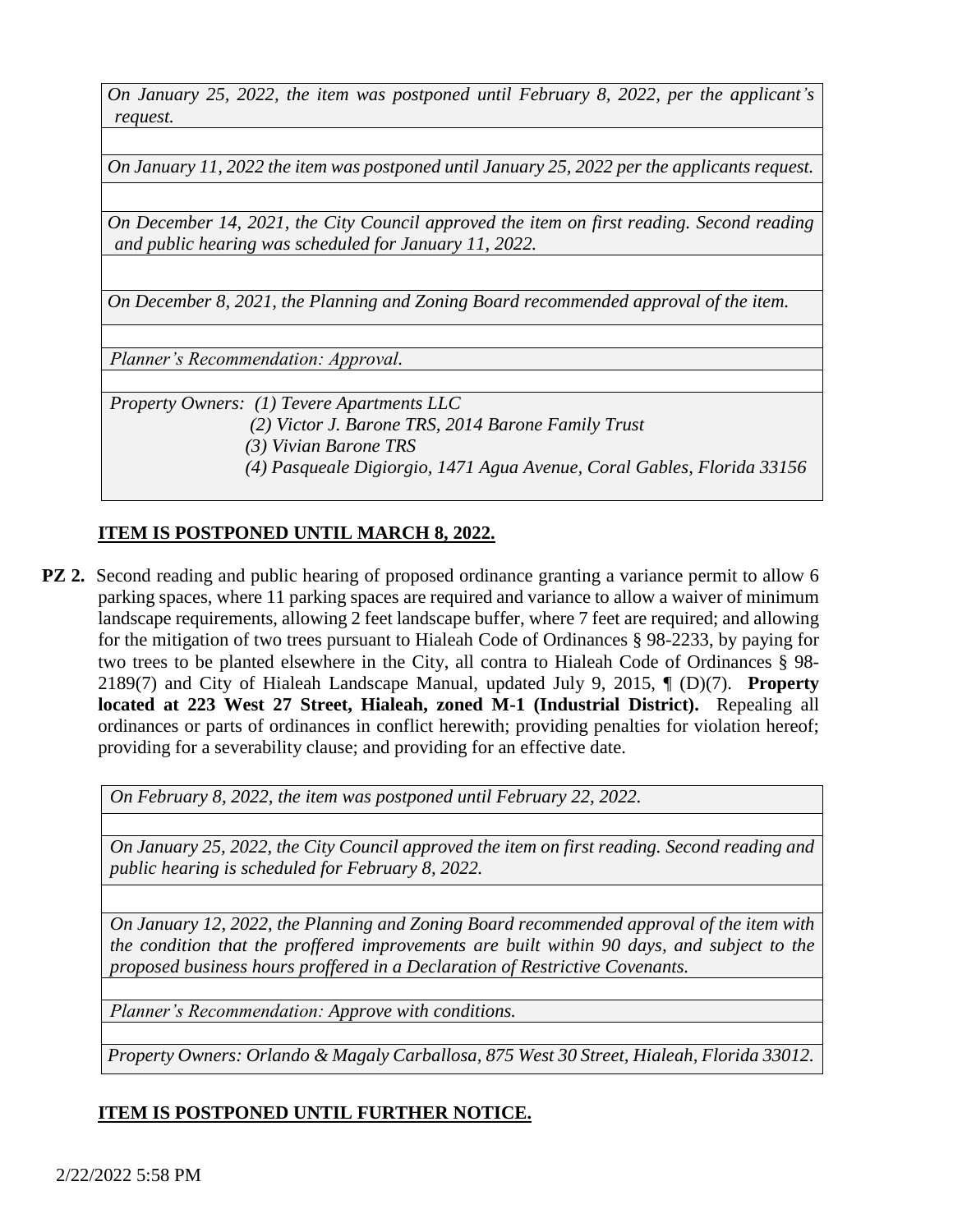*On January 25, 2022, the item was postponed until February 8, 2022, per the applicant's request.*

*On January 11, 2022 the item was postponed until January 25, 2022 per the applicants request.*

*On December 14, 2021, the City Council approved the item on first reading. Second reading and public hearing was scheduled for January 11, 2022.*

*On December 8, 2021, the Planning and Zoning Board recommended approval of the item.*

*Planner's Recommendation: Approval.*

*Property Owners: (1) Tevere Apartments LLC*
*(2) Victor J. Barone TRS, 2014 Barone Family Trust*
*(3) Vivian Barone TRS*
*(4) Pasqueale Digiorgio, 1471 Agua Avenue, Coral Gables, Florida 33156*

**ITEM IS POSTPONED UNTIL MARCH 8, 2022.**

**PZ 2.** Second reading and public hearing of proposed ordinance granting a variance permit to allow 6 parking spaces, where 11 parking spaces are required and variance to allow a waiver of minimum landscape requirements, allowing 2 feet landscape buffer, where 7 feet are required; and allowing for the mitigation of two trees pursuant to Hialeah Code of Ordinances § 98-2233, by paying for two trees to be planted elsewhere in the City, all contra to Hialeah Code of Ordinances § 98-2189(7) and City of Hialeah Landscape Manual, updated July 9, 2015, ¶ (D)(7). **Property located at 223 West 27 Street, Hialeah, zoned M-1 (Industrial District).** Repealing all ordinances or parts of ordinances in conflict herewith; providing penalties for violation hereof; providing for a severability clause; and providing for an effective date.

*On February 8, 2022, the item was postponed until February 22, 2022.*

*On January 25, 2022, the City Council approved the item on first reading. Second reading and public hearing is scheduled for February 8, 2022.*

*On January 12, 2022, the Planning and Zoning Board recommended approval of the item with the condition that the proffered improvements are built within 90 days, and subject to the proposed business hours proffered in a Declaration of Restrictive Covenants.*

*Planner's Recommendation: Approve with conditions.*

*Property Owners: Orlando & Magaly Carballosa, 875 West 30 Street, Hialeah, Florida 33012.*

**ITEM IS POSTPONED UNTIL FURTHER NOTICE.**

2/22/2022 5:58 PM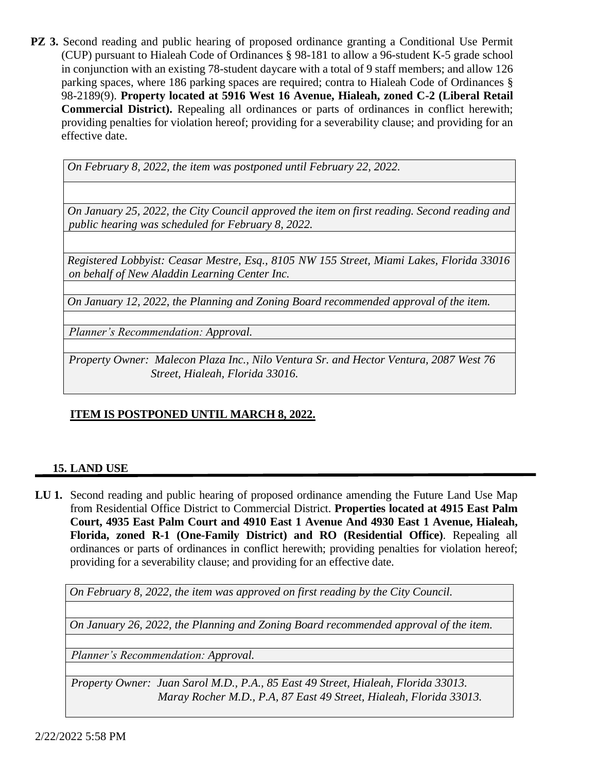**PZ 3.** Second reading and public hearing of proposed ordinance granting a Conditional Use Permit (CUP) pursuant to Hialeah Code of Ordinances § 98-181 to allow a 96-student K-5 grade school in conjunction with an existing 78-student daycare with a total of 9 staff members; and allow 126 parking spaces, where 186 parking spaces are required; contra to Hialeah Code of Ordinances § 98-2189(9). **Property located at 5916 West 16 Avenue, Hialeah, zoned C-2 (Liberal Retail Commercial District).** Repealing all ordinances or parts of ordinances in conflict herewith; providing penalties for violation hereof; providing for a severability clause; and providing for an effective date.

*On February 8, 2022, the item was postponed until February 22, 2022.*

*On January 25, 2022, the City Council approved the item on first reading. Second reading and public hearing was scheduled for February 8, 2022.*

*Registered Lobbyist: Ceasar Mestre, Esq., 8105 NW 155 Street, Miami Lakes, Florida 33016 on behalf of New Aladdin Learning Center Inc.*

*On January 12, 2022, the Planning and Zoning Board recommended approval of the item.*

*Planner's Recommendation: Approval.*

*Property Owner: Malecon Plaza Inc., Nilo Ventura Sr. and Hector Ventura, 2087 West 76 Street, Hialeah, Florida 33016.*

**ITEM IS POSTPONED UNTIL MARCH 8, 2022.**

## 15. LAND USE

**LU 1.** Second reading and public hearing of proposed ordinance amending the Future Land Use Map from Residential Office District to Commercial District. **Properties located at 4915 East Palm Court, 4935 East Palm Court and 4910 East 1 Avenue And 4930 East 1 Avenue, Hialeah, Florida, zoned R-1 (One-Family District) and RO (Residential Office)**. Repealing all ordinances or parts of ordinances in conflict herewith; providing penalties for violation hereof; providing for a severability clause; and providing for an effective date.

*On February 8, 2022, the item was approved on first reading by the City Council.*

*On January 26, 2022, the Planning and Zoning Board recommended approval of the item.*

*Planner's Recommendation: Approval.*

*Property Owner: Juan Sarol M.D., P.A., 85 East 49 Street, Hialeah, Florida 33013.*
*Maray Rocher M.D., P.A, 87 East 49 Street, Hialeah, Florida 33013.*

2/22/2022 5:58 PM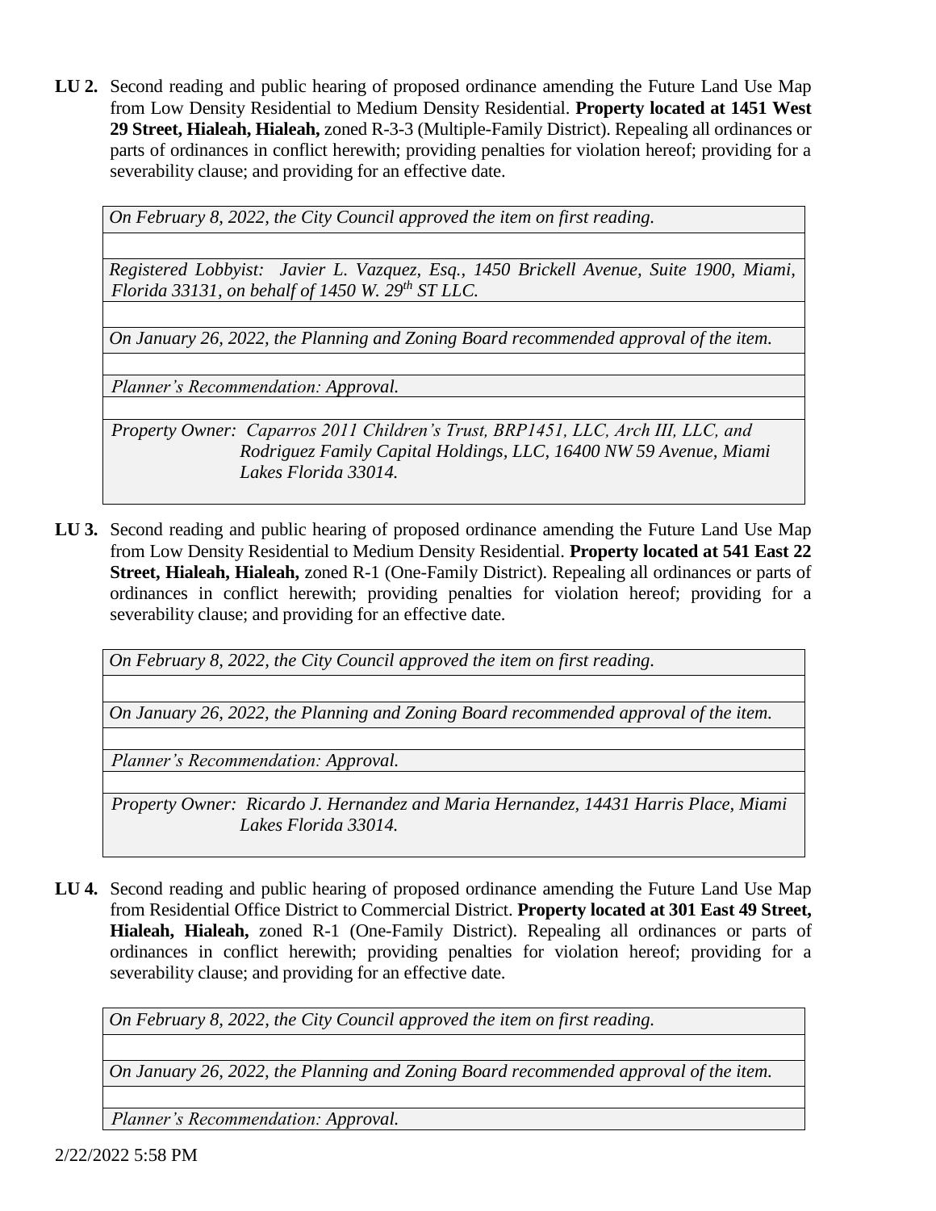**LU 2.** Second reading and public hearing of proposed ordinance amending the Future Land Use Map from Low Density Residential to Medium Density Residential. **Property located at 1451 West 29 Street, Hialeah, Hialeah,** zoned R-3-3 (Multiple-Family District). Repealing all ordinances or parts of ordinances in conflict herewith; providing penalties for violation hereof; providing for a severability clause; and providing for an effective date.

> *On February 8, 2022, the City Council approved the item on first reading.*
>
> *Registered Lobbyist: Javier L. Vazquez, Esq., 1450 Brickell Avenue, Suite 1900, Miami, Florida 33131, on behalf of 1450 W. 29th ST LLC.*
>
> *On January 26, 2022, the Planning and Zoning Board recommended approval of the item.*
>
> *Planner's Recommendation: Approval.*
>
> *Property Owner: Caparros 2011 Children's Trust, BRP1451, LLC, Arch III, LLC, and Rodriguez Family Capital Holdings, LLC, 16400 NW 59 Avenue, Miami Lakes Florida 33014.*

**LU 3.** Second reading and public hearing of proposed ordinance amending the Future Land Use Map from Low Density Residential to Medium Density Residential. **Property located at 541 East 22 Street, Hialeah, Hialeah,** zoned R-1 (One-Family District). Repealing all ordinances or parts of ordinances in conflict herewith; providing penalties for violation hereof; providing for a severability clause; and providing for an effective date.

> *On February 8, 2022, the City Council approved the item on first reading.*
>
> *On January 26, 2022, the Planning and Zoning Board recommended approval of the item.*
>
> *Planner's Recommendation: Approval.*
>
> *Property Owner: Ricardo J. Hernandez and Maria Hernandez, 14431 Harris Place, Miami Lakes Florida 33014.*

**LU 4.** Second reading and public hearing of proposed ordinance amending the Future Land Use Map from Residential Office District to Commercial District. **Property located at 301 East 49 Street, Hialeah, Hialeah,** zoned R-1 (One-Family District). Repealing all ordinances or parts of ordinances in conflict herewith; providing penalties for violation hereof; providing for a severability clause; and providing for an effective date.

> *On February 8, 2022, the City Council approved the item on first reading.*
>
> *On January 26, 2022, the Planning and Zoning Board recommended approval of the item.*
>
> *Planner's Recommendation: Approval.*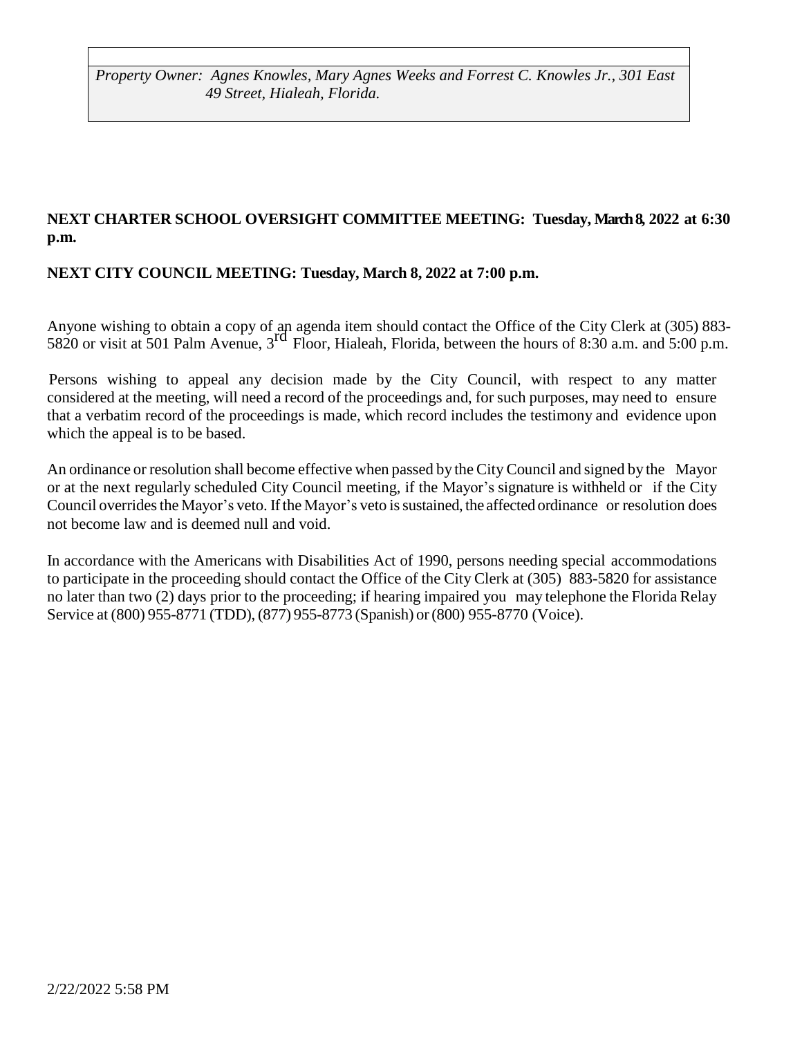*Property Owner: Agnes Knowles, Mary Agnes Weeks and Forrest C. Knowles Jr., 301 East 49 Street, Hialeah, Florida.*

**NEXT CHARTER SCHOOL OVERSIGHT COMMITTEE MEETING: Tuesday, March 8, 2022 at 6:30 p.m.**

**NEXT CITY COUNCIL MEETING: Tuesday, March 8, 2022 at 7:00 p.m.**

Anyone wishing to obtain a copy of an agenda item should contact the Office of the City Clerk at (305) 883-5820 or visit at 501 Palm Avenue, 3rd Floor, Hialeah, Florida, between the hours of 8:30 a.m. and 5:00 p.m.

Persons wishing to appeal any decision made by the City Council, with respect to any matter considered at the meeting, will need a record of the proceedings and, for such purposes, may need to ensure that a verbatim record of the proceedings is made, which record includes the testimony and evidence upon which the appeal is to be based.

An ordinance or resolution shall become effective when passed by the City Council and signed by the Mayor or at the next regularly scheduled City Council meeting, if the Mayor's signature is withheld or if the City Council overrides the Mayor's veto. If the Mayor's veto is sustained, the affected ordinance or resolution does not become law and is deemed null and void.

In accordance with the Americans with Disabilities Act of 1990, persons needing special accommodations to participate in the proceeding should contact the Office of the City Clerk at (305) 883-5820 for assistance no later than two (2) days prior to the proceeding; if hearing impaired you may telephone the Florida Relay Service at (800) 955-8771 (TDD), (877) 955-8773 (Spanish) or (800) 955-8770 (Voice).